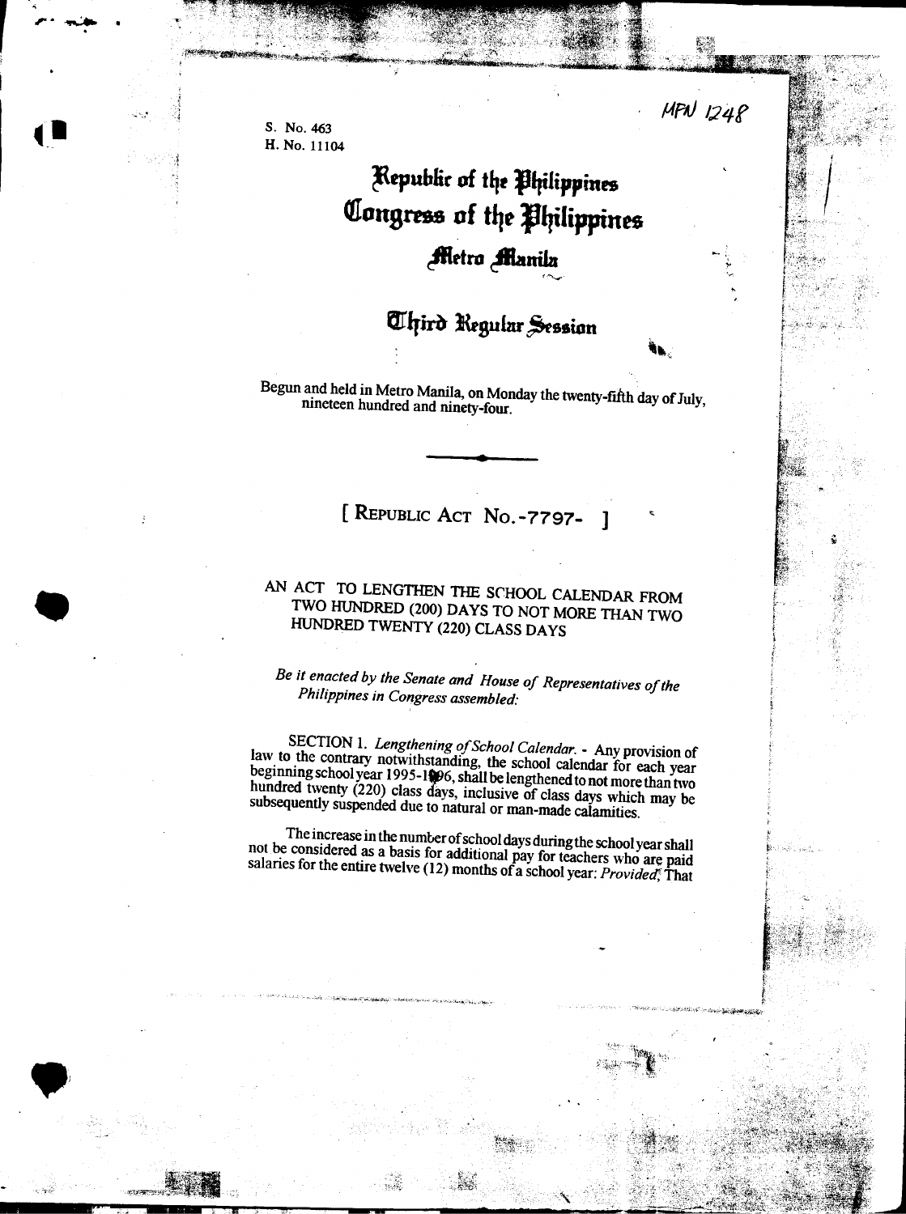MPN 1248

S. No. 463
H. No. 11104

# Republic of the Philippines
# Congress of the Philippines
## Metro Manila

## Third Regular Session

Begun and held in Metro Manila, on Monday the twenty-fifth day of July, nineteen hundred and ninety-four.

---

### [ REPUBLIC ACT NO. 7797 ]

### AN ACT TO LENGTHEN THE SCHOOL CALENDAR FROM TWO HUNDRED (200) DAYS TO NOT MORE THAN TWO HUNDRED TWENTY (220) CLASS DAYS

*Be it enacted by the Senate and House of Representatives of the Philippines in Congress assembled:*

SECTION 1. *Lengthening of School Calendar.* - Any provision of law to the contrary notwithstanding, the school calendar for each year beginning school year 1995-1996, shall be lengthened to not more than two hundred twenty (220) class days, inclusive of class days which may be subsequently suspended due to natural or man-made calamities.

The increase in the number of school days during the school year shall not be considered as a basis for additional pay for teachers who are paid salaries for the entire twelve (12) months of a school year: *Provided,* That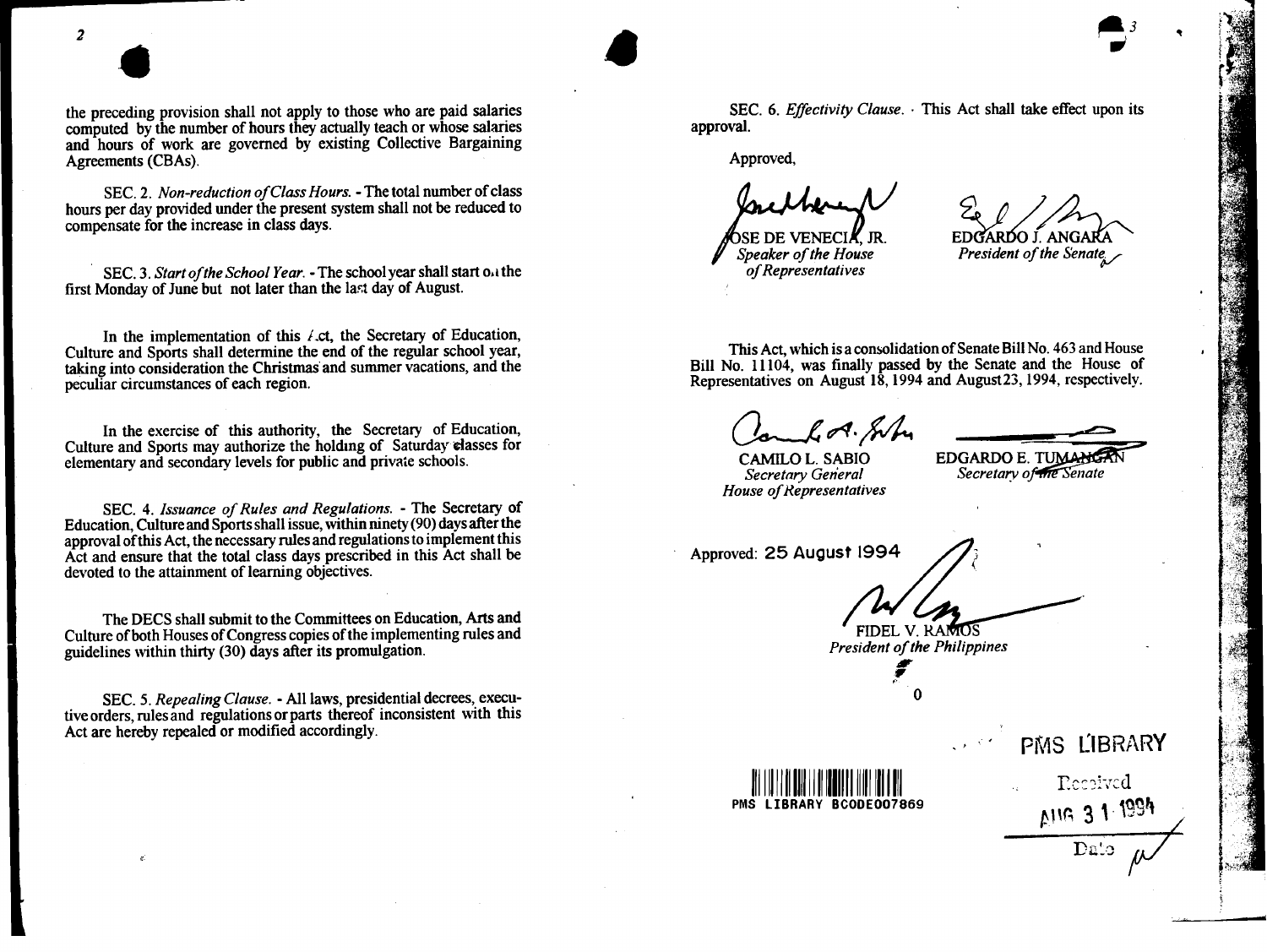the preceding provision shall not apply to those who are paid salaries computed by the number of hours they actually teach or whose salaries and hours of work are governed by existing Collective Bargaining Agreements (CBAs).

SEC. 2. *Non-reduction of Class Hours.* - The total number of class hours per day provided under the present system shall not be reduced to compensate for the increase in class days.

SEC. 3. *Start of the School Year.* - The school year shall start on the first Monday of June but not later than the last day of August.

In the implementation of this Act, the Secretary of Education, Culture and Sports shall determine the end of the regular school year, taking into consideration the Christmas and summer vacations, and the peculiar circumstances of each region.

In the exercise of this authority, the Secretary of Education, Culture and Sports may authorize the holding of Saturday classes for elementary and secondary levels for public and private schools.

SEC. 4. *Issuance of Rules and Regulations.* - The Secretary of Education, Culture and Sports shall issue, within ninety (90) days after the approval of this Act, the necessary rules and regulations to implement this Act and ensure that the total class days prescribed in this Act shall be devoted to the attainment of learning objectives.

The DECS shall submit to the Committees on Education, Arts and Culture of both Houses of Congress copies of the implementing rules and guidelines within thirty (30) days after its promulgation.

SEC. 5. *Repealing Clause.* - All laws, presidential decrees, executive orders, rules and regulations or parts thereof inconsistent with this Act are hereby repealed or modified accordingly.

SEC. 6. *Effectivity Clause.* - This Act shall take effect upon its approval.

Approved,

JOSE DE VENECIA, JR.
*Speaker of the House of Representatives*

EDGARDO J. ANGARA
*President of the Senate*

This Act, which is a consolidation of Senate Bill No. 463 and House Bill No. 11104, was finally passed by the Senate and the House of Representatives on August 18, 1994 and August 23, 1994, respectively.

CAMILO L. SABIO
*Secretary General*
*House of Representatives*

EDGARDO E. TUMANGAN
*Secretary of the Senate*

Approved: 25 August 1994

FIDEL V. RAMOS
*President of the Philippines*

PMS LIBRARY
Received
AUG 31 1994
Date

PMS LIBRARY BCODE007869